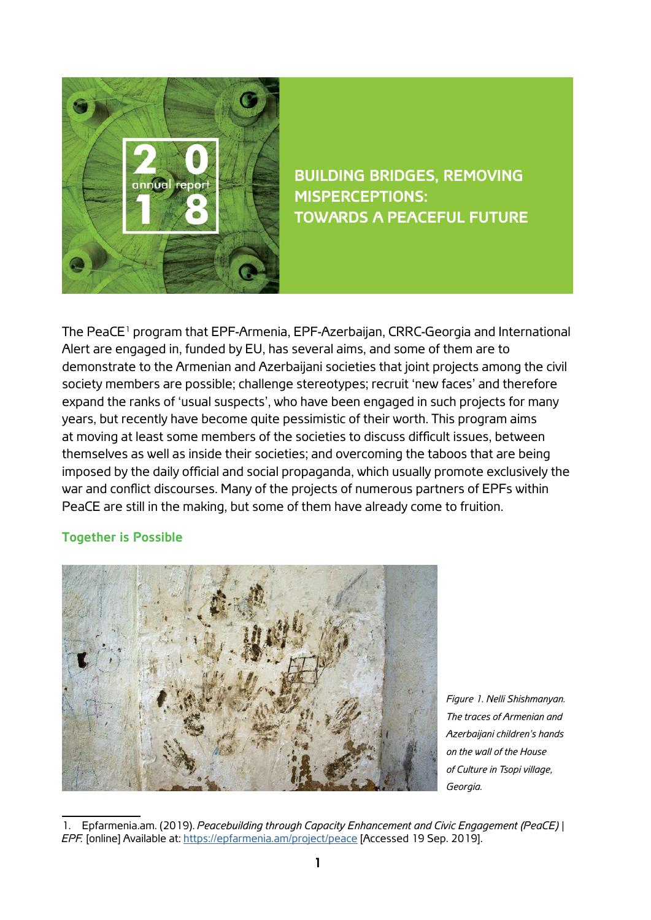2018 annual report

# BUILDING BRIDGES, REMOVING MISPERCEPTIONS: TOWARDS A PEACEFUL FUTURE

The PeaCE[1] program that EPF-Armenia, EPF-Azerbaijan, CRRC-Georgia and International Alert are engaged in, funded by EU, has several aims, and some of them are to demonstrate to the Armenian and Azerbaijani societies that joint projects among the civil society members are possible; challenge stereotypes; recruit 'new faces' and therefore expand the ranks of 'usual suspects', who have been engaged in such projects for many years, but recently have become quite pessimistic of their worth. This program aims at moving at least some members of the societies to discuss difficult issues, between themselves as well as inside their societies; and overcoming the taboos that are being imposed by the daily official and social propaganda, which usually promote exclusively the war and conflict discourses. Many of the projects of numerous partners of EPFs within PeaCE are still in the making, but some of them have already come to fruition.

## Together is Possible

*Figure 1. Nelli Shishmanyan. The traces of Armenian and Azerbaijani children's hands on the wall of the House of Culture in Tsopi village, Georgia.*

---

1. Epfarmenia.am. (2019). *Peacebuilding through Capacity Enhancement and Civic Engagement (PeaCE) | EPF.* [online] Available at: https://epfarmenia.am/project/peace [Accessed 19 Sep. 2019].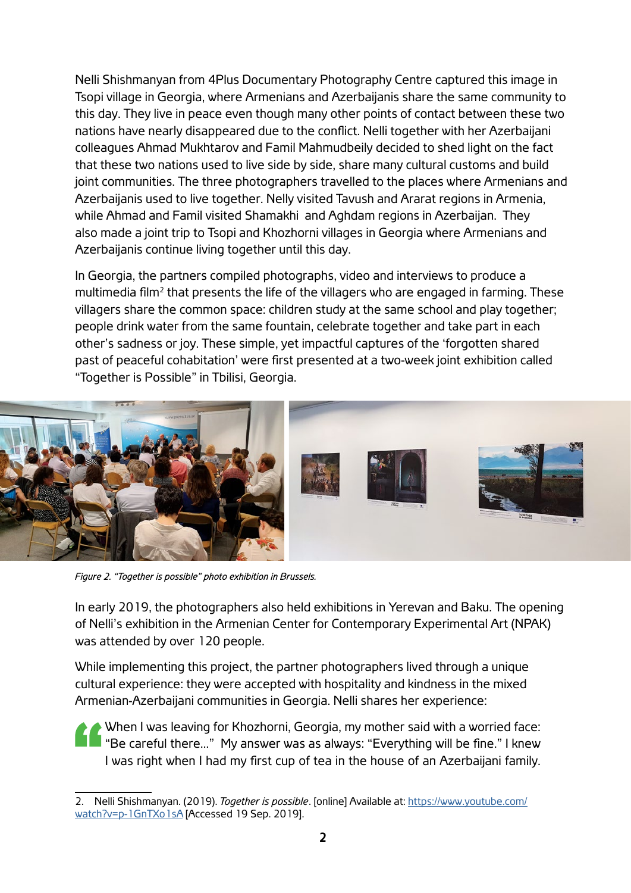Nelli Shishmanyan from 4Plus Documentary Photography Centre captured this image in Tsopi village in Georgia, where Armenians and Azerbaijanis share the same community to this day. They live in peace even though many other points of contact between these two nations have nearly disappeared due to the conflict. Nelli together with her Azerbaijani colleagues Ahmad Mukhtarov and Famil Mahmudbeily decided to shed light on the fact that these two nations used to live side by side, share many cultural customs and build joint communities. The three photographers travelled to the places where Armenians and Azerbaijanis used to live together. Nelly visited Tavush and Ararat regions in Armenia, while Ahmad and Famil visited Shamakhi and Aghdam regions in Azerbaijan. They also made a joint trip to Tsopi and Khozhorni villages in Georgia where Armenians and Azerbaijanis continue living together until this day.

In Georgia, the partners compiled photographs, video and interviews to produce a multimedia film[2] that presents the life of the villagers who are engaged in farming. These villagers share the common space: children study at the same school and play together; people drink water from the same fountain, celebrate together and take part in each other's sadness or joy. These simple, yet impactful captures of the 'forgotten shared past of peaceful cohabitation' were first presented at a two-week joint exhibition called "Together is Possible" in Tbilisi, Georgia.

*Figure 2. "Together is possible" photo exhibition in Brussels.*

In early 2019, the photographers also held exhibitions in Yerevan and Baku. The opening of Nelli's exhibition in the Armenian Center for Contemporary Experimental Art (NPAK) was attended by over 120 people.

While implementing this project, the partner photographers lived through a unique cultural experience: they were accepted with hospitality and kindness in the mixed Armenian-Azerbaijani communities in Georgia. Nelli shares her experience:

> When I was leaving for Khozhorni, Georgia, my mother said with a worried face: "Be careful there..." My answer was as always: "Everything will be fine." I knew I was right when I had my first cup of tea in the house of an Azerbaijani family.

---

2. Nelli Shishmanyan. (2019). *Together is possible*. [online] Available at: https://www.youtube.com/watch?v=p-1GnTXo1sA [Accessed 19 Sep. 2019].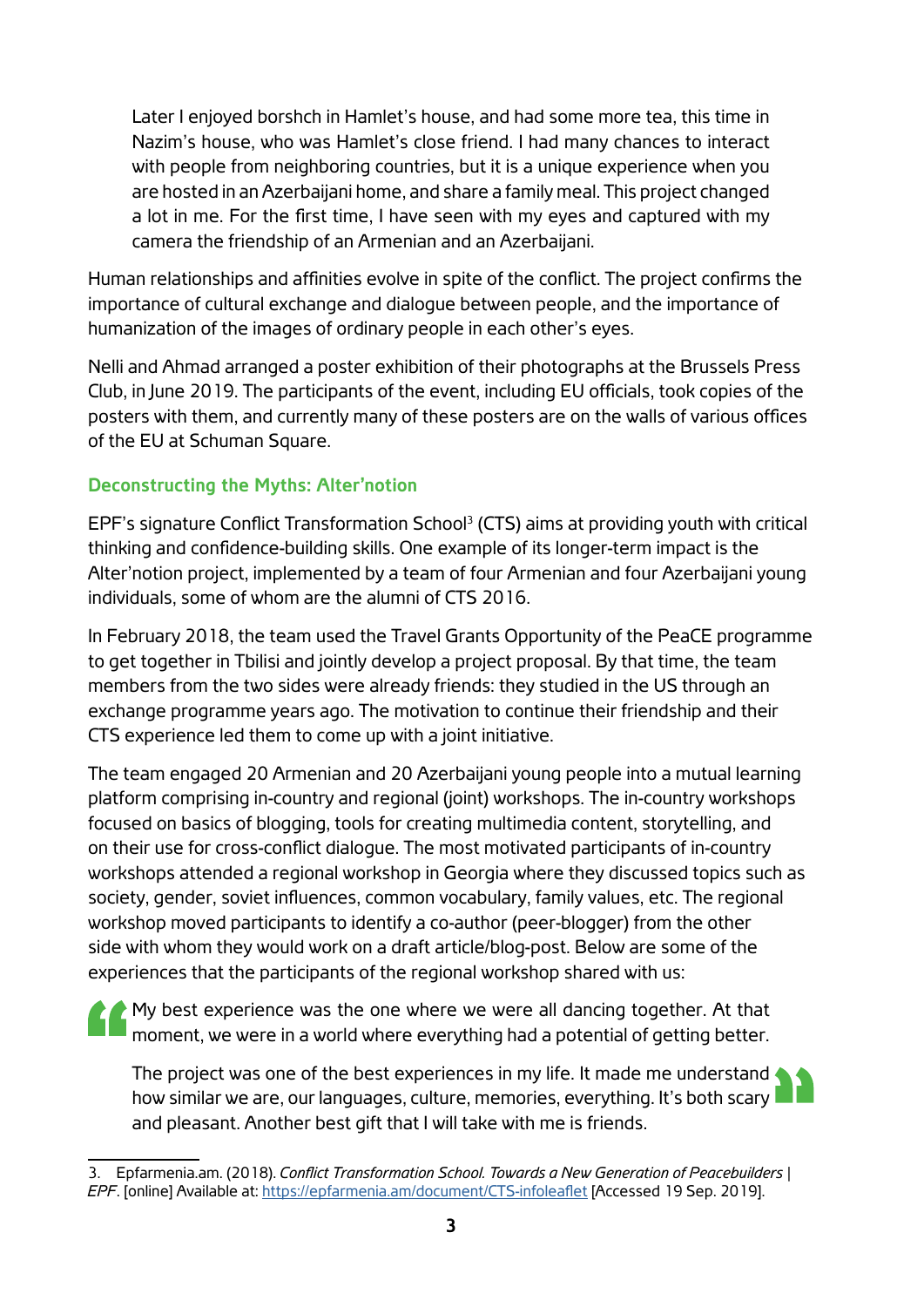> Later I enjoyed borshch in Hamlet's house, and had some more tea, this time in Nazim's house, who was Hamlet's close friend. I had many chances to interact with people from neighboring countries, but it is a unique experience when you are hosted in an Azerbaijani home, and share a family meal. This project changed a lot in me. For the first time, I have seen with my eyes and captured with my camera the friendship of an Armenian and an Azerbaijani.

Human relationships and affinities evolve in spite of the conflict. The project confirms the importance of cultural exchange and dialogue between people, and the importance of humanization of the images of ordinary people in each other's eyes.

Nelli and Ahmad arranged a poster exhibition of their photographs at the Brussels Press Club, in June 2019. The participants of the event, including EU officials, took copies of the posters with them, and currently many of these posters are on the walls of various offices of the EU at Schuman Square.

### Deconstructing the Myths: Alter'notion

EPF's signature Conflict Transformation School[3] (CTS) aims at providing youth with critical thinking and confidence-building skills. One example of its longer-term impact is the Alter'notion project, implemented by a team of four Armenian and four Azerbaijani young individuals, some of whom are the alumni of CTS 2016.

In February 2018, the team used the Travel Grants Opportunity of the PeaCE programme to get together in Tbilisi and jointly develop a project proposal. By that time, the team members from the two sides were already friends: they studied in the US through an exchange programme years ago. The motivation to continue their friendship and their CTS experience led them to come up with a joint initiative.

The team engaged 20 Armenian and 20 Azerbaijani young people into a mutual learning platform comprising in-country and regional (joint) workshops. The in-country workshops focused on basics of blogging, tools for creating multimedia content, storytelling, and on their use for cross-conflict dialogue. The most motivated participants of in-country workshops attended a regional workshop in Georgia where they discussed topics such as society, gender, soviet influences, common vocabulary, family values, etc. The regional workshop moved participants to identify a co-author (peer-blogger) from the other side with whom they would work on a draft article/blog-post. Below are some of the experiences that the participants of the regional workshop shared with us:

> "My best experience was the one where we were all dancing together. At that moment, we were in a world where everything had a potential of getting better.
>
> The project was one of the best experiences in my life. It made me understand how similar we are, our languages, culture, memories, everything. It's both scary and pleasant. Another best gift that I will take with me is friends."

---

3. Epfarmenia.am. (2018). *Conflict Transformation School. Towards a New Generation of Peacebuilders | EPF*. [online] Available at: https://epfarmenia.am/document/CTS-infoleaflet [Accessed 19 Sep. 2019].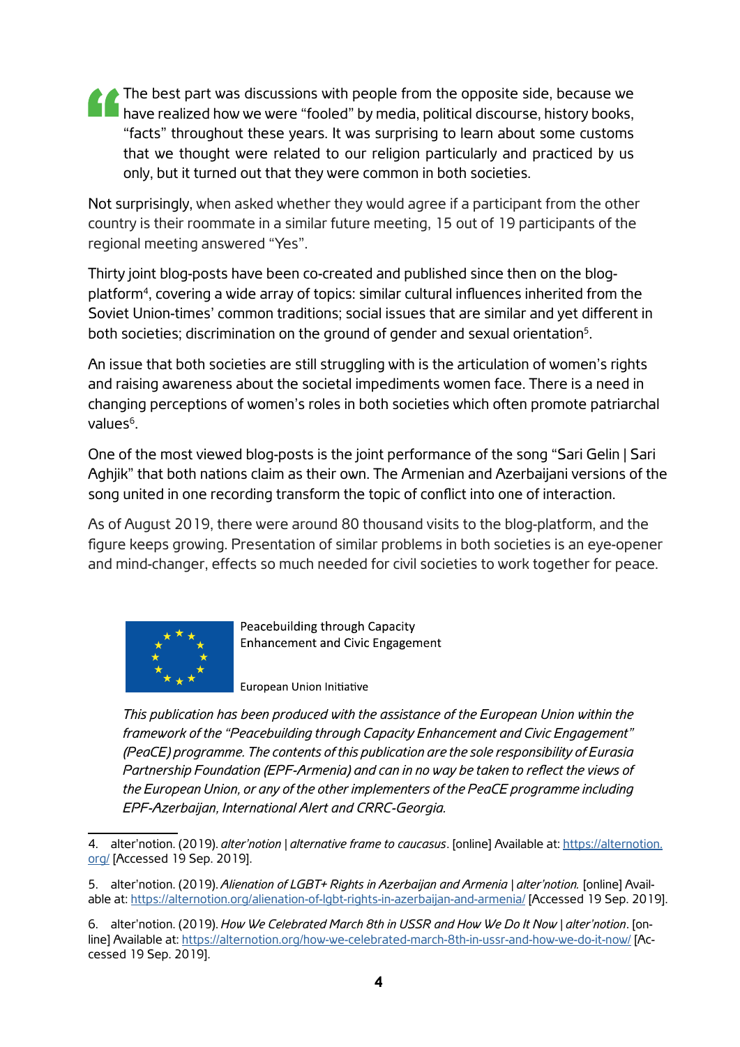> The best part was discussions with people from the opposite side, because we have realized how we were "fooled" by media, political discourse, history books, "facts" throughout these years. It was surprising to learn about some customs that we thought were related to our religion particularly and practiced by us only, but it turned out that they were common in both societies.

Not surprisingly, when asked whether they would agree if a participant from the other country is their roommate in a similar future meeting, 15 out of 19 participants of the regional meeting answered "Yes".

Thirty joint blog-posts have been co-created and published since then on the blog-platform[4], covering a wide array of topics: similar cultural influences inherited from the Soviet Union-times' common traditions; social issues that are similar and yet different in both societies; discrimination on the ground of gender and sexual orientation[5].

An issue that both societies are still struggling with is the articulation of women's rights and raising awareness about the societal impediments women face. There is a need in changing perceptions of women's roles in both societies which often promote patriarchal values[6].

One of the most viewed blog-posts is the joint performance of the song "Sari Gelin | Sari Aghjik" that both nations claim as their own. The Armenian and Azerbaijani versions of the song united in one recording transform the topic of conflict into one of interaction.

As of August 2019, there were around 80 thousand visits to the blog-platform, and the figure keeps growing. Presentation of similar problems in both societies is an eye-opener and mind-changer, effects so much needed for civil societies to work together for peace.

Peacebuilding through Capacity Enhancement and Civic Engagement

European Union Initiative

*This publication has been produced with the assistance of the European Union within the framework of the "Peacebuilding through Capacity Enhancement and Civic Engagement" (PeaCE) programme. The contents of this publication are the sole responsibility of Eurasia Partnership Foundation (EPF-Armenia) and can in no way be taken to reflect the views of the European Union, or any of the other implementers of the PeaCE programme including EPF-Azerbaijan, International Alert and CRRC-Georgia.*

---

4. alter'notion. (2019). *alter'notion | alternative frame to caucasus*. [online] Available at: https://alternotion.org/ [Accessed 19 Sep. 2019].

5. alter'notion. (2019). *Alienation of LGBT+ Rights in Azerbaijan and Armenia | alter'notion.* [online] Available at: https://alternotion.org/alienation-of-lgbt-rights-in-azerbaijan-and-armenia/ [Accessed 19 Sep. 2019].

6. alter'notion. (2019). *How We Celebrated March 8th in USSR and How We Do It Now | alter'notion*. [online] Available at: https://alternotion.org/how-we-celebrated-march-8th-in-ussr-and-how-we-do-it-now/ [Accessed 19 Sep. 2019].